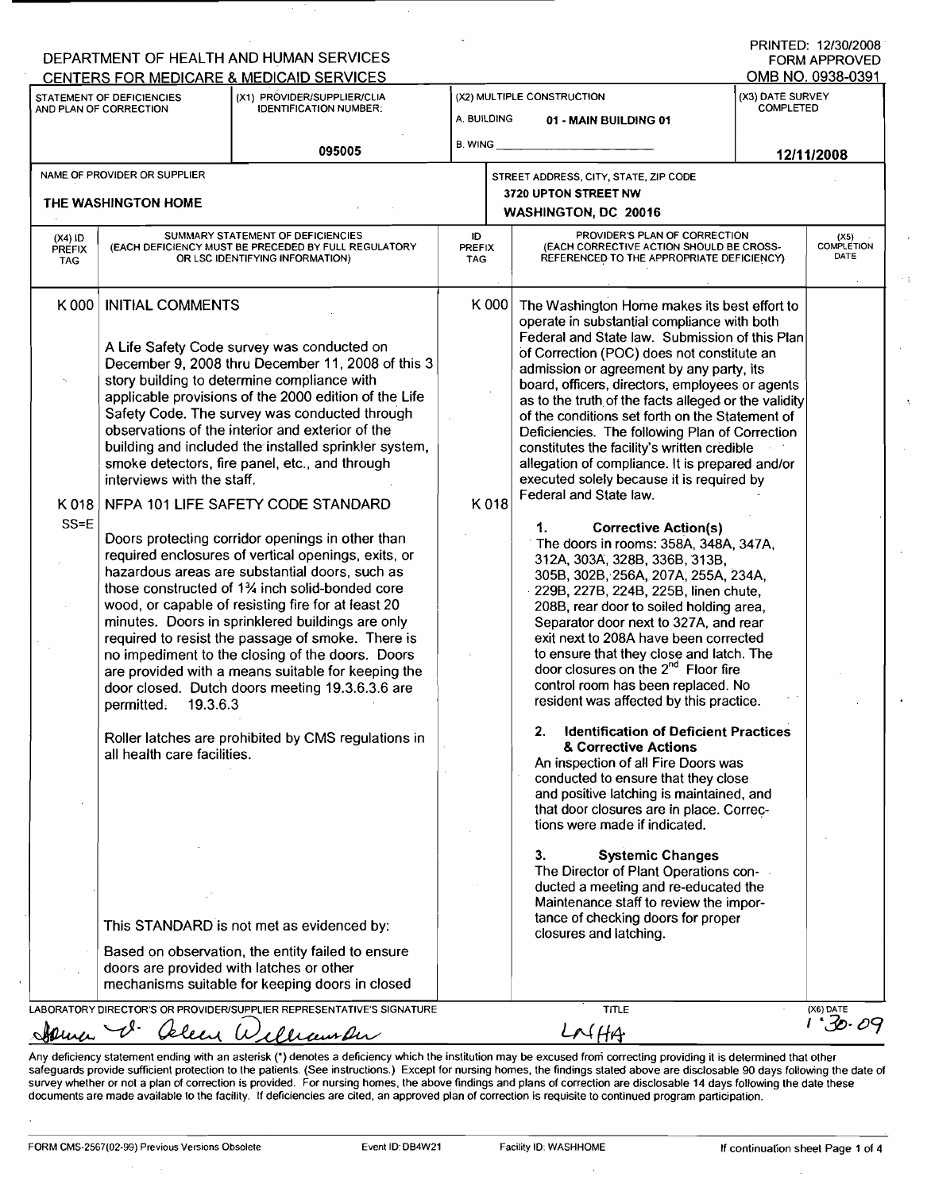DEPARTMENT OF HEALTH AND HUMAN SERVICES
CENTERS FOR MEDICARE & MEDICAID SERVICES

PRINTED: 12/30/2008
FORM APPROVED
OMB NO. 0938-0391

| STATEMENT OF DEFICIENCIES AND PLAN OF CORRECTION | (X1) PROVIDER/SUPPLIER/CLIA IDENTIFICATION NUMBER: | (X2) MULTIPLE CONSTRUCTION | (X3) DATE SURVEY COMPLETED |
|---|---|---|---|
| | 095005 | A. BUILDING 01 - MAIN BUILDING 01<br>B. WING | 12/11/2008 |

| NAME OF PROVIDER OR SUPPLIER | STREET ADDRESS, CITY, STATE, ZIP CODE |
|---|---|
| THE WASHINGTON HOME | 3720 UPTON STREET NW<br>WASHINGTON, DC 20016 |

| (X4) ID PREFIX TAG | SUMMARY STATEMENT OF DEFICIENCIES (EACH DEFICIENCY MUST BE PRECEDED BY FULL REGULATORY OR LSC IDENTIFYING INFORMATION) | ID PREFIX TAG | PROVIDER'S PLAN OF CORRECTION (EACH CORRECTIVE ACTION SHOULD BE CROSS-REFERENCED TO THE APPROPRIATE DEFICIENCY) | (X5) COMPLETION DATE |
|---|---|---|---|---|
| K 000 | INITIAL COMMENTS<br><br>A Life Safety Code survey was conducted on December 9, 2008 thru December 11, 2008 of this 3 story building to determine compliance with applicable provisions of the 2000 edition of the Life Safety Code. The survey was conducted through observations of the interior and exterior of the building and included the installed sprinkler system, smoke detectors, fire panel, etc., and through interviews with the staff. | K 000 | The Washington Home makes its best effort to operate in substantial compliance with both Federal and State law. Submission of this Plan of Correction (POC) does not constitute an admission or agreement by any party, its board, officers, directors, employees or agents as to the truth of the facts alleged or the validity of the conditions set forth on the Statement of Deficiencies. The following Plan of Correction constitutes the facility's written credible allegation of compliance. It is prepared and/or executed solely because it is required by Federal and State law. | |
| K 018<br>SS=E | NFPA 101 LIFE SAFETY CODE STANDARD<br><br>Doors protecting corridor openings in other than required enclosures of vertical openings, exits, or hazardous areas are substantial doors, such as those constructed of 1¾ inch solid-bonded core wood, or capable of resisting fire for at least 20 minutes. Doors in sprinklered buildings are only required to resist the passage of smoke. There is no impediment to the closing of the doors. Doors are provided with a means suitable for keeping the door closed. Dutch doors meeting 19.3.6.3.6 are permitted. 19.3.6.3<br><br>Roller latches are prohibited by CMS regulations in all health care facilities.<br><br>This STANDARD is not met as evidenced by:<br><br>Based on observation, the entity failed to ensure doors are provided with latches or other mechanisms suitable for keeping doors in closed | K 018 | **1. Corrective Action(s)**<br>The doors in rooms: 358A, 348A, 347A, 312A, 303A, 328B, 336B, 313B, 305B, 302B, 256A, 207A, 255A, 234A, 229B, 227B, 224B, 225B, linen chute, 208B, rear door to soiled holding area, Separator door next to 327A, and rear exit next to 208A have been corrected to ensure that they close and latch. The door closures on the 2nd Floor fire control room has been replaced. No resident was affected by this practice.<br><br>**2. Identification of Deficient Practices & Corrective Actions**<br>An inspection of all Fire Doors was conducted to ensure that they close and positive latching is maintained, and that door closures are in place. Corrections were made if indicated.<br><br>**3. Systemic Changes**<br>The Director of Plant Operations conducted a meeting and re-educated the Maintenance staff to review the importance of checking doors for proper closures and latching. | |

LABORATORY DIRECTOR'S OR PROVIDER/SUPPLIER REPRESENTATIVE'S SIGNATURE: James V. Aleen Williamson
TITLE: LNHA
(X6) DATE: 1-30-09

Any deficiency statement ending with an asterisk (*) denotes a deficiency which the institution may be excused from correcting providing it is determined that other safeguards provide sufficient protection to the patients. (See instructions.) Except for nursing homes, the findings stated above are disclosable 90 days following the date of survey whether or not a plan of correction is provided. For nursing homes, the above findings and plans of correction are disclosable 14 days following the date these documents are made available to the facility. If deficiencies are cited, an approved plan of correction is requisite to continued program participation.

FORM CMS-2567(02-99) Previous Versions Obsolete | Event ID: DB4W21 | Facility ID: WASHHOME | If continuation sheet Page 1 of 4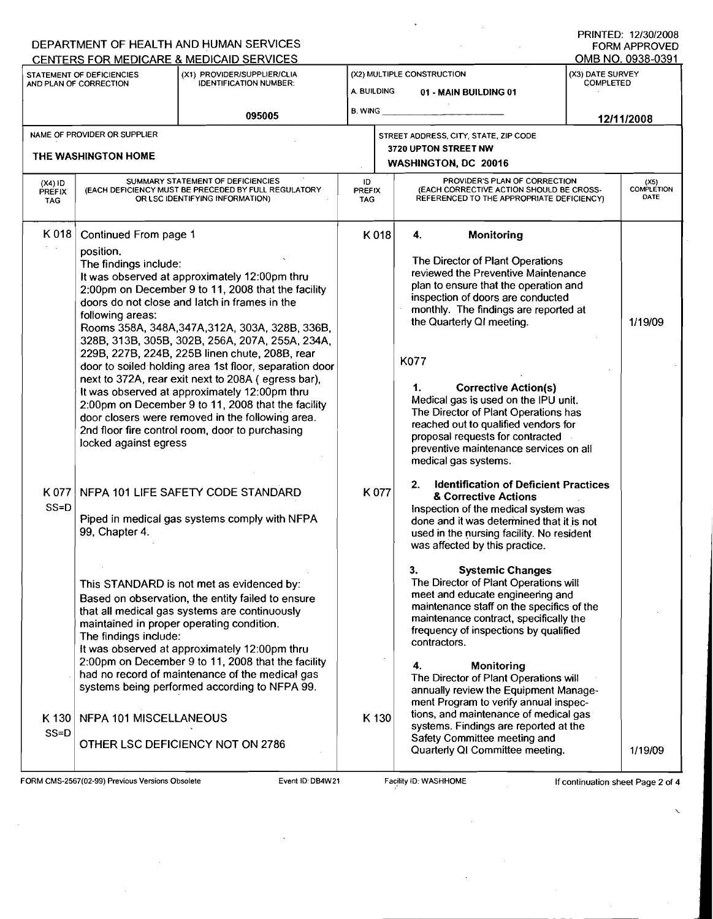DEPARTMENT OF HEALTH AND HUMAN SERVICES
CENTERS FOR MEDICARE & MEDICAID SERVICES

PRINTED: 12/30/2008
FORM APPROVED
OMB NO. 0938-0391

| STATEMENT OF DEFICIENCIES AND PLAN OF CORRECTION | (X1) PROVIDER/SUPPLIER/CLIA IDENTIFICATION NUMBER: | (X2) MULTIPLE CONSTRUCTION | (X3) DATE SURVEY COMPLETED |
|---|---|---|---|
| | 095005 | A. BUILDING 01 - MAIN BUILDING 01<br>B. WING | 12/11/2008 |

| NAME OF PROVIDER OR SUPPLIER | STREET ADDRESS, CITY, STATE, ZIP CODE |
|---|---|
| THE WASHINGTON HOME | 3720 UPTON STREET NW<br>WASHINGTON, DC 20016 |

| (X4) ID PREFIX TAG | SUMMARY STATEMENT OF DEFICIENCIES (EACH DEFICIENCY MUST BE PRECEDED BY FULL REGULATORY OR LSC IDENTIFYING INFORMATION) | ID PREFIX TAG | PROVIDER'S PLAN OF CORRECTION (EACH CORRECTIVE ACTION SHOULD BE CROSS-REFERENCED TO THE APPROPRIATE DEFICIENCY) | (X5) COMPLETION DATE |
|---|---|---|---|---|
| K 018 | Continued From page 1<br>position.<br>The findings include:<br>It was observed at approximately 12:00pm thru 2:00pm on December 9 to 11, 2008 that the facility doors do not close and latch in frames in the following areas:<br>Rooms 358A, 348A,347A,312A, 303A, 328B, 336B, 328B, 313B, 305B, 302B, 256A, 207A, 255A, 234A, 229B, 227B, 224B, 225B linen chute, 208B, rear door to soiled holding area 1st floor, separation door next to 372A, rear exit next to 208A ( egress bar),<br>It was observed at approximately 12:00pm thru 2:00pm on December 9 to 11, 2008 that the facility door closers were removed in the following area. 2nd floor fire control room, door to purchasing locked against egress | K 018 | **4. Monitoring**<br>The Director of Plant Operations reviewed the Preventive Maintenance plan to ensure that the operation and inspection of doors are conducted monthly. The findings are reported at the Quarterly QI meeting. | 1/19/09 |
| K 077<br>SS=D | NFPA 101 LIFE SAFETY CODE STANDARD<br><br>Piped in medical gas systems comply with NFPA 99, Chapter 4.<br><br>This STANDARD is not met as evidenced by:<br>Based on observation, the entity failed to ensure that all medical gas systems are continuously maintained in proper operating condition.<br>The findings include:<br>It was observed at approximately 12:00pm thru 2:00pm on December 9 to 11, 2008 that the facility had no record of maintenance of the medical gas systems being performed according to NFPA 99. | K 077 | K077<br><br>**1. Corrective Action(s)**<br>Medical gas is used on the IPU unit. The Director of Plant Operations has reached out to qualified vendors for proposal requests for contracted preventive maintenance services on all medical gas systems.<br><br>**2. Identification of Deficient Practices & Corrective Actions**<br>Inspection of the medical system was done and it was determined that it is not used in the nursing facility. No resident was affected by this practice.<br><br>**3. Systemic Changes**<br>The Director of Plant Operations will meet and educate engineering and maintenance staff on the specifics of the maintenance contract, specifically the frequency of inspections by qualified contractors.<br><br>**4. Monitoring**<br>The Director of Plant Operations will annually review the Equipment Management Program to verify annual inspections, and maintenance of medical gas systems. Findings are reported at the Safety Committee meeting and Quarterly QI Committee meeting. | 1/19/09 |
| K 130<br>SS=D | NFPA 101 MISCELLANEOUS<br><br>OTHER LSC DEFICIENCY NOT ON 2786 | K 130 | | |

FORM CMS-2567(02-99) Previous Versions Obsolete | Event ID: DB4W21 | Facility ID: WASHHOME | If continuation sheet Page 2 of 4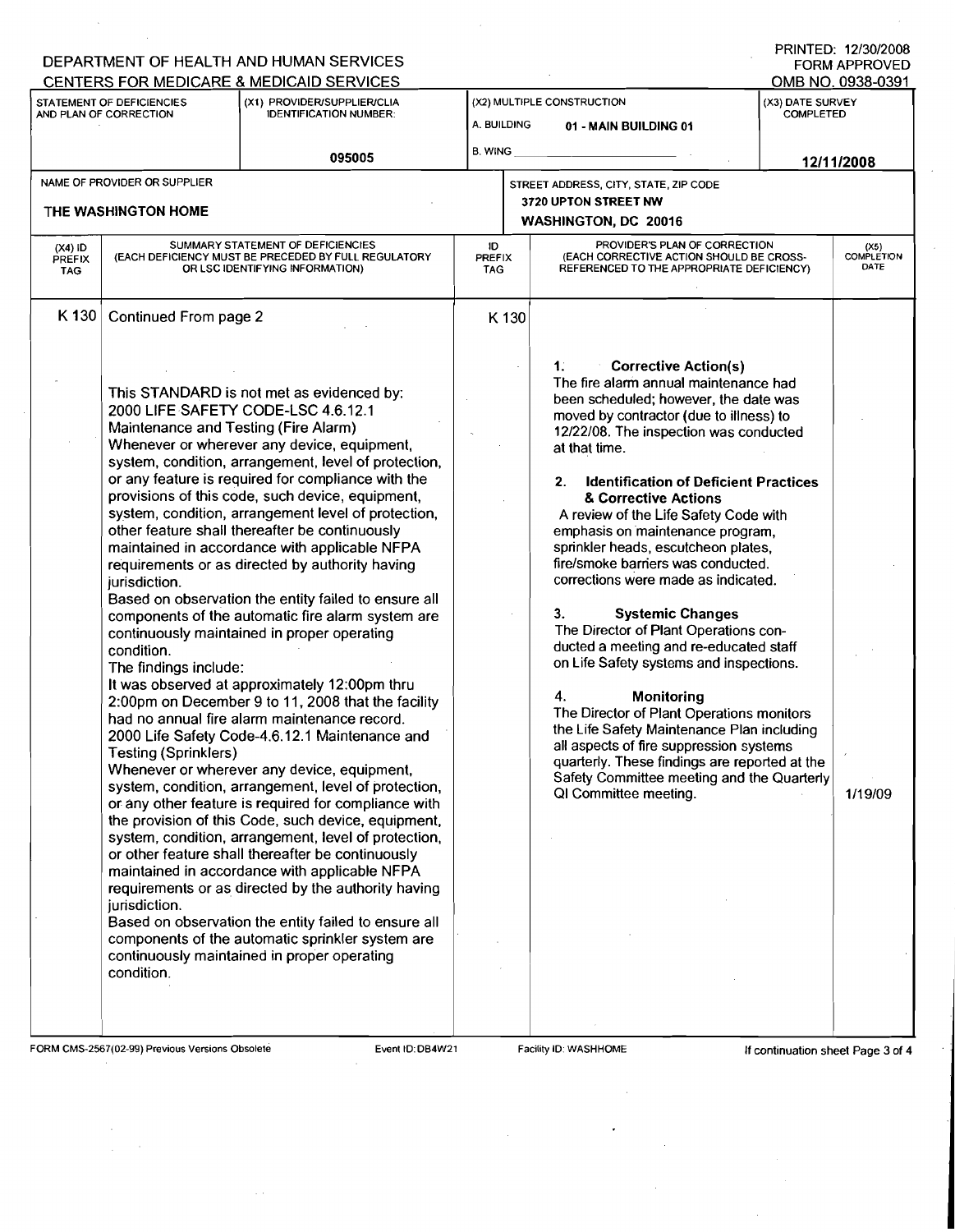DEPARTMENT OF HEALTH AND HUMAN SERVICES
CENTERS FOR MEDICARE & MEDICAID SERVICES

PRINTED: 12/30/2008
FORM APPROVED
OMB NO. 0938-0391

| STATEMENT OF DEFICIENCIES AND PLAN OF CORRECTION | (X1) PROVIDER/SUPPLIER/CLIA IDENTIFICATION NUMBER: | (X2) MULTIPLE CONSTRUCTION | (X3) DATE SURVEY COMPLETED |
|---|---|---|---|
| | 095005 | A. BUILDING 01 - MAIN BUILDING 01<br>B. WING | 12/11/2008 |

| NAME OF PROVIDER OR SUPPLIER | STREET ADDRESS, CITY, STATE, ZIP CODE |
|---|---|
| THE WASHINGTON HOME | 3720 UPTON STREET NW<br>WASHINGTON, DC 20016 |

| (X4) ID PREFIX TAG | SUMMARY STATEMENT OF DEFICIENCIES (EACH DEFICIENCY MUST BE PRECEDED BY FULL REGULATORY OR LSC IDENTIFYING INFORMATION) | ID PREFIX TAG | PROVIDER'S PLAN OF CORRECTION (EACH CORRECTIVE ACTION SHOULD BE CROSS-REFERENCED TO THE APPROPRIATE DEFICIENCY) | (X5) COMPLETION DATE |
|---|---|---|---|---|
| K 130 | Continued From page 2<br><br>This STANDARD is not met as evidenced by:<br>2000 LIFE SAFETY CODE-LSC 4.6.12.1 Maintenance and Testing (Fire Alarm)<br>Whenever or wherever any device, equipment, system, condition, arrangement, level of protection, or any feature is required for compliance with the provisions of this code, such device, equipment, system, condition, arrangement level of protection, other feature shall thereafter be continuously maintained in accordance with applicable NFPA requirements or as directed by authority having jurisdiction.<br>Based on observation the entity failed to ensure all components of the automatic fire alarm system are continuously maintained in proper operating condition.<br>The findings include:<br>It was observed at approximately 12:00pm thru 2:00pm on December 9 to 11, 2008 that the facility had no annual fire alarm maintenance record.<br>2000 Life Safety Code-4.6.12.1 Maintenance and Testing (Sprinklers)<br>Whenever or wherever any device, equipment, system, condition, arrangement, level of protection, or any other feature is required for compliance with the provision of this Code, such device, equipment, system, condition, arrangement, level of protection, or other feature shall thereafter be continuously maintained in accordance with applicable NFPA requirements or as directed by the authority having jurisdiction.<br>Based on observation the entity failed to ensure all components of the automatic sprinkler system are continuously maintained in proper operating condition. | K 130 | **1. Corrective Action(s)**<br>The fire alarm annual maintenance had been scheduled; however, the date was moved by contractor (due to illness) to 12/22/08. The inspection was conducted at that time.<br><br>**2. Identification of Deficient Practices & Corrective Actions**<br>A review of the Life Safety Code with emphasis on maintenance program, sprinkler heads, escutcheon plates, fire/smoke barriers was conducted. corrections were made as indicated.<br><br>**3. Systemic Changes**<br>The Director of Plant Operations conducted a meeting and re-educated staff on Life Safety systems and inspections.<br><br>**4. Monitoring**<br>The Director of Plant Operations monitors the Life Safety Maintenance Plan including all aspects of fire suppression systems quarterly. These findings are reported at the Safety Committee meeting and the Quarterly QI Committee meeting. | 1/19/09 |

FORM CMS-2567(02-99) Previous Versions Obsolete — Event ID: DB4W21 — Facility ID: WASHHOME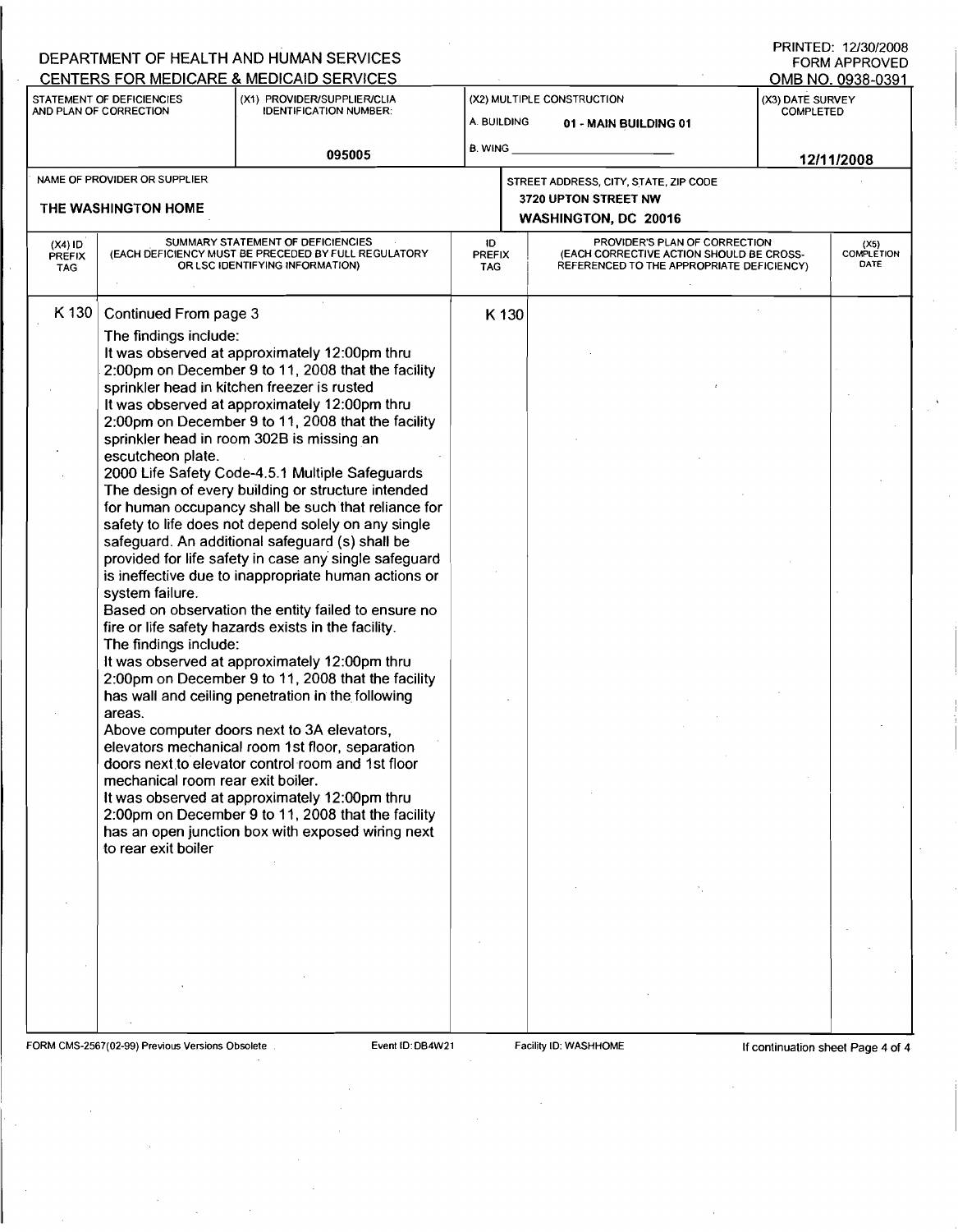DEPARTMENT OF HEALTH AND HUMAN SERVICES
CENTERS FOR MEDICARE & MEDICAID SERVICES

PRINTED: 12/30/2008
FORM APPROVED
OMB NO. 0938-0391

| STATEMENT OF DEFICIENCIES AND PLAN OF CORRECTION | (X1) PROVIDER/SUPPLIER/CLIA IDENTIFICATION NUMBER: | (X2) MULTIPLE CONSTRUCTION | (X3) DATE SURVEY COMPLETED |
|---|---|---|---|
| | 095005 | A. BUILDING 01 - MAIN BUILDING 01<br>B. WING | 12/11/2008 |

| NAME OF PROVIDER OR SUPPLIER | STREET ADDRESS, CITY, STATE, ZIP CODE |
|---|---|
| THE WASHINGTON HOME | 3720 UPTON STREET NW<br>WASHINGTON, DC 20016 |

| (X4) ID PREFIX TAG | SUMMARY STATEMENT OF DEFICIENCIES (EACH DEFICIENCY MUST BE PRECEDED BY FULL REGULATORY OR LSC IDENTIFYING INFORMATION) | ID PREFIX TAG | PROVIDER'S PLAN OF CORRECTION (EACH CORRECTIVE ACTION SHOULD BE CROSS-REFERENCED TO THE APPROPRIATE DEFICIENCY) | (X5) COMPLETION DATE |
|---|---|---|---|---|
| K 130 | Continued From page 3<br>The findings include:<br>It was observed at approximately 12:00pm thru 2:00pm on December 9 to 11, 2008 that the facility sprinkler head in kitchen freezer is rusted<br>It was observed at approximately 12:00pm thru 2:00pm on December 9 to 11, 2008 that the facility sprinkler head in room 302B is missing an escutcheon plate.<br>2000 Life Safety Code-4.5.1 Multiple Safeguards The design of every building or structure intended for human occupancy shall be such that reliance for safety to life does not depend solely on any single safeguard. An additional safeguard (s) shall be provided for life safety in case any single safeguard is ineffective due to inappropriate human actions or system failure.<br>Based on observation the entity failed to ensure no fire or life safety hazards exists in the facility.<br>The findings include:<br>It was observed at approximately 12:00pm thru 2:00pm on December 9 to 11, 2008 that the facility has wall and ceiling penetration in the following areas.<br>Above computer doors next to 3A elevators, elevators mechanical room 1st floor, separation doors next to elevator control room and 1st floor mechanical room rear exit boiler.<br>It was observed at approximately 12:00pm thru 2:00pm on December 9 to 11, 2008 that the facility has an open junction box with exposed wiring next to rear exit boiler | K 130 | | |

FORM CMS-2567(02-99) Previous Versions Obsolete Event ID: DB4W21 Facility ID: WASHHOME If continuation sheet Page 4 of 4